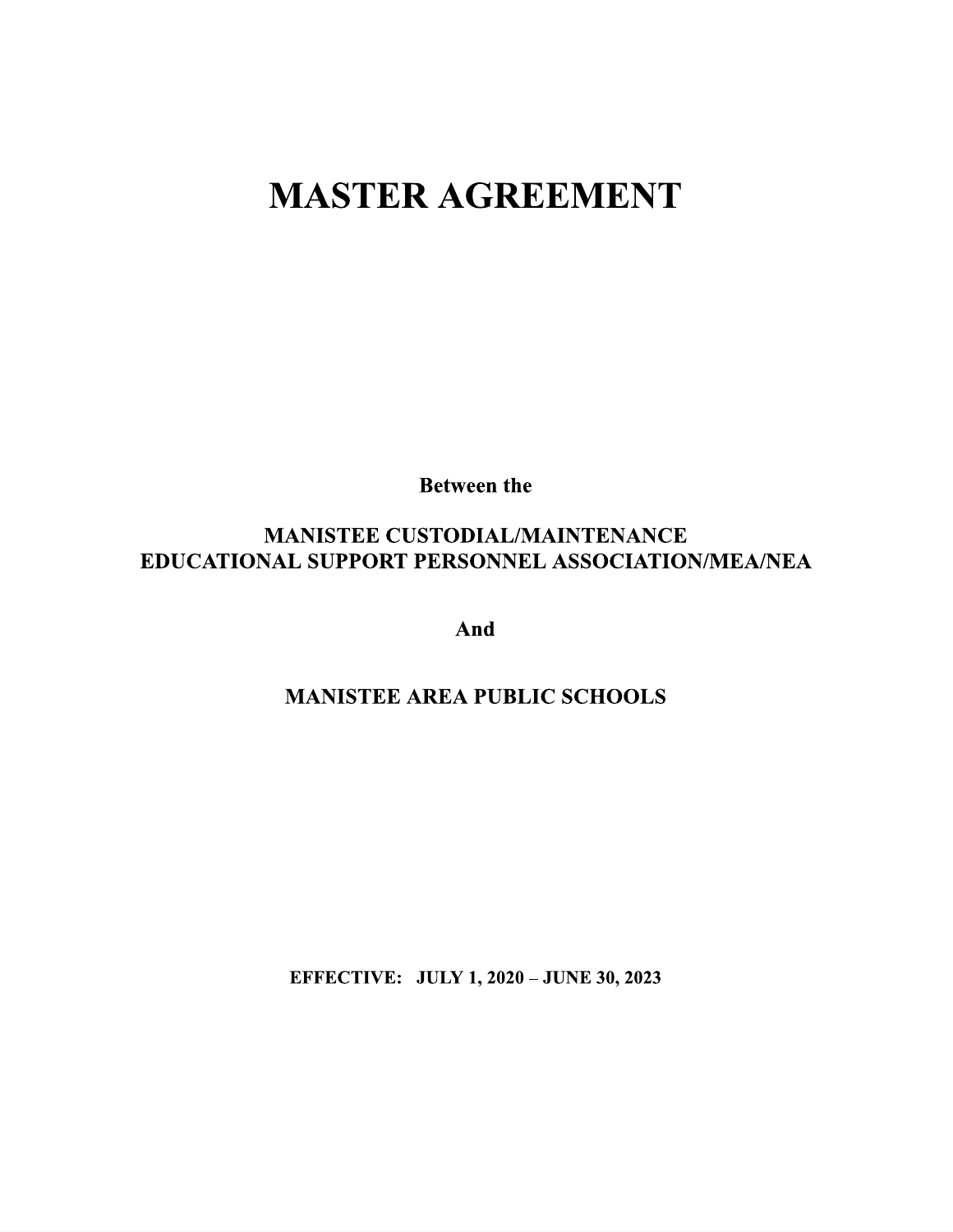# MASTER AGREEMENT

**Between the**

**MANISTEE CUSTODIAL/MAINTENANCE EDUCATIONAL SUPPORT PERSONNEL ASSOCIATION/MEA/NEA**

**And**

**MANISTEE AREA PUBLIC SCHOOLS**

**EFFECTIVE: JULY 1, 2020 – JUNE 30, 2023**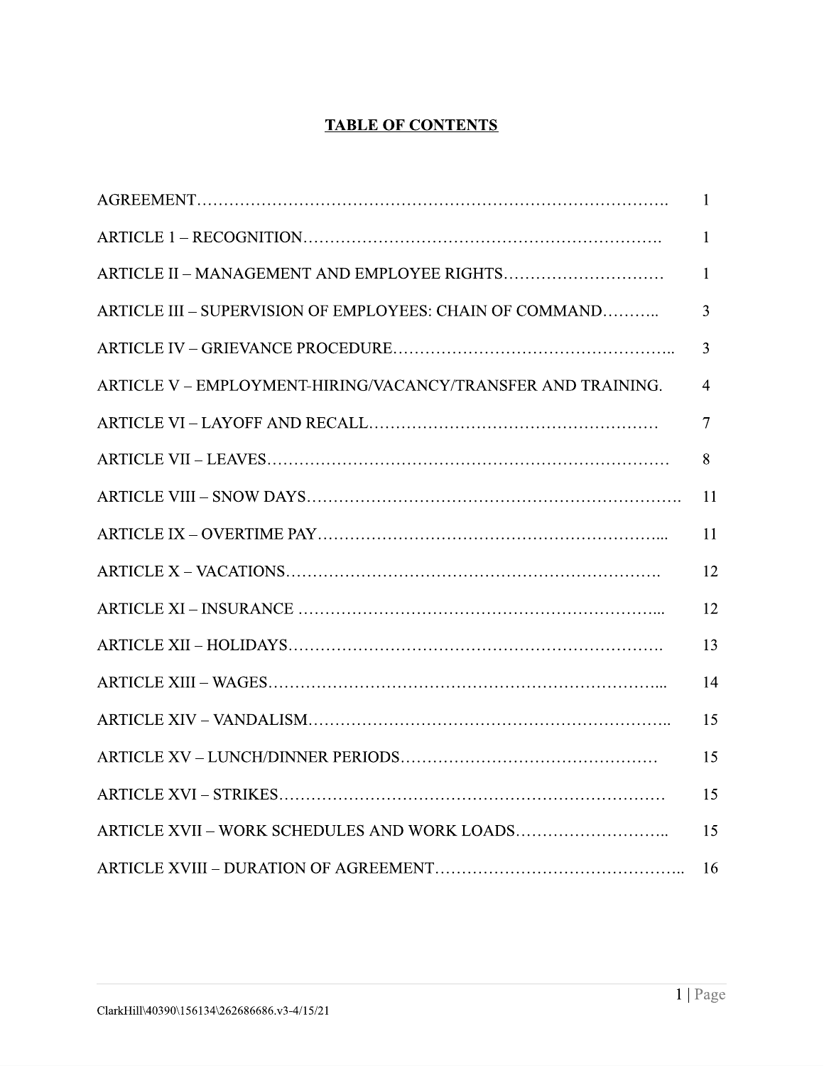# TABLE OF CONTENTS

| | |
|---|---|
| AGREEMENT | 1 |
| ARTICLE 1 – RECOGNITION | 1 |
| ARTICLE II – MANAGEMENT AND EMPLOYEE RIGHTS | 1 |
| ARTICLE III – SUPERVISION OF EMPLOYEES: CHAIN OF COMMAND | 3 |
| ARTICLE IV – GRIEVANCE PROCEDURE | 3 |
| ARTICLE V – EMPLOYMENT-HIRING/VACANCY/TRANSFER AND TRAINING. | 4 |
| ARTICLE VI – LAYOFF AND RECALL | 7 |
| ARTICLE VII – LEAVES | 8 |
| ARTICLE VIII – SNOW DAYS | 11 |
| ARTICLE IX – OVERTIME PAY | 11 |
| ARTICLE X – VACATIONS | 12 |
| ARTICLE XI – INSURANCE | 12 |
| ARTICLE XII – HOLIDAYS | 13 |
| ARTICLE XIII – WAGES | 14 |
| ARTICLE XIV – VANDALISM | 15 |
| ARTICLE XV – LUNCH/DINNER PERIODS | 15 |
| ARTICLE XVI – STRIKES | 15 |
| ARTICLE XVII – WORK SCHEDULES AND WORK LOADS | 15 |
| ARTICLE XVIII – DURATION OF AGREEMENT | 16 |

ClarkHill\40390\156134\262686686.v3-4/15/21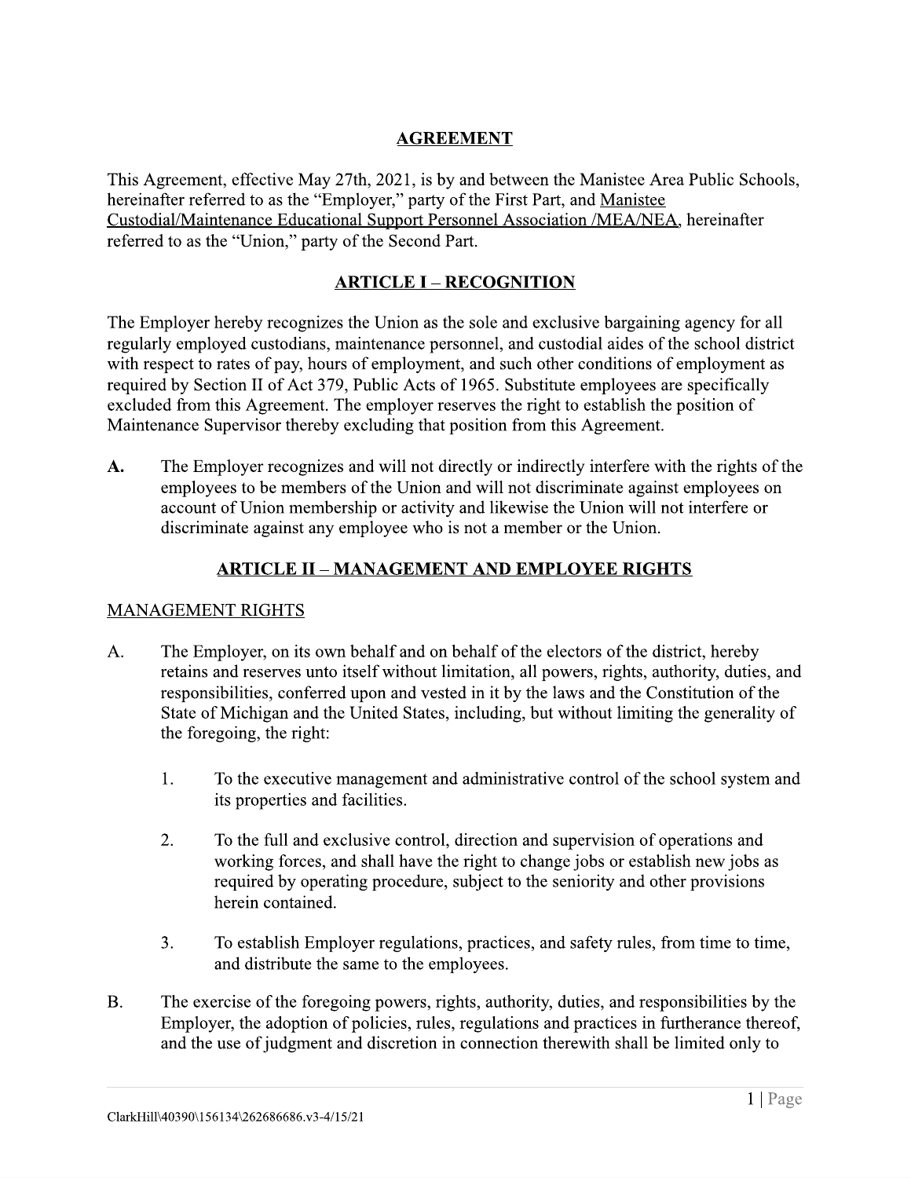# AGREEMENT

This Agreement, effective May 27th, 2021, is by and between the Manistee Area Public Schools, hereinafter referred to as the "Employer," party of the First Part, and Manistee Custodial/Maintenance Educational Support Personnel Association /MEA/NEA, hereinafter referred to as the "Union," party of the Second Part.

## ARTICLE I – RECOGNITION

The Employer hereby recognizes the Union as the sole and exclusive bargaining agency for all regularly employed custodians, maintenance personnel, and custodial aides of the school district with respect to rates of pay, hours of employment, and such other conditions of employment as required by Section II of Act 379, Public Acts of 1965. Substitute employees are specifically excluded from this Agreement. The employer reserves the right to establish the position of Maintenance Supervisor thereby excluding that position from this Agreement.

**A.** The Employer recognizes and will not directly or indirectly interfere with the rights of the employees to be members of the Union and will not discriminate against employees on account of Union membership or activity and likewise the Union will not interfere or discriminate against any employee who is not a member or the Union.

## ARTICLE II – MANAGEMENT AND EMPLOYEE RIGHTS

MANAGEMENT RIGHTS

A. The Employer, on its own behalf and on behalf of the electors of the district, hereby retains and reserves unto itself without limitation, all powers, rights, authority, duties, and responsibilities, conferred upon and vested in it by the laws and the Constitution of the State of Michigan and the United States, including, but without limiting the generality of the foregoing, the right:

1. To the executive management and administrative control of the school system and its properties and facilities.

2. To the full and exclusive control, direction and supervision of operations and working forces, and shall have the right to change jobs or establish new jobs as required by operating procedure, subject to the seniority and other provisions herein contained.

3. To establish Employer regulations, practices, and safety rules, from time to time, and distribute the same to the employees.

B. The exercise of the foregoing powers, rights, authority, duties, and responsibilities by the Employer, the adoption of policies, rules, regulations and practices in furtherance thereof, and the use of judgment and discretion in connection therewith shall be limited only to

ClarkHill\40390\156134\262686686.v3-4/15/21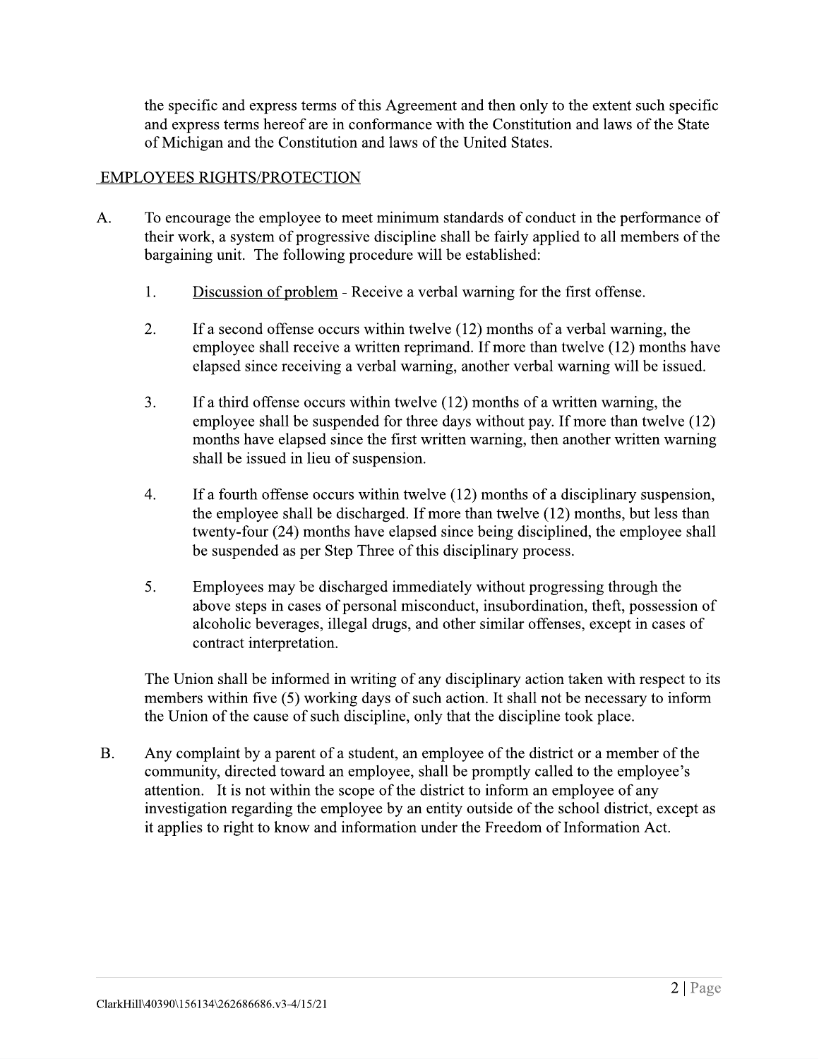the specific and express terms of this Agreement and then only to the extent such specific and express terms hereof are in conformance with the Constitution and laws of the State of Michigan and the Constitution and laws of the United States.

## EMPLOYEES RIGHTS/PROTECTION

A. To encourage the employee to meet minimum standards of conduct in the performance of their work, a system of progressive discipline shall be fairly applied to all members of the bargaining unit. The following procedure will be established:

1. Discussion of problem - Receive a verbal warning for the first offense.

2. If a second offense occurs within twelve (12) months of a verbal warning, the employee shall receive a written reprimand. If more than twelve (12) months have elapsed since receiving a verbal warning, another verbal warning will be issued.

3. If a third offense occurs within twelve (12) months of a written warning, the employee shall be suspended for three days without pay. If more than twelve (12) months have elapsed since the first written warning, then another written warning shall be issued in lieu of suspension.

4. If a fourth offense occurs within twelve (12) months of a disciplinary suspension, the employee shall be discharged. If more than twelve (12) months, but less than twenty-four (24) months have elapsed since being disciplined, the employee shall be suspended as per Step Three of this disciplinary process.

5. Employees may be discharged immediately without progressing through the above steps in cases of personal misconduct, insubordination, theft, possession of alcoholic beverages, illegal drugs, and other similar offenses, except in cases of contract interpretation.

The Union shall be informed in writing of any disciplinary action taken with respect to its members within five (5) working days of such action. It shall not be necessary to inform the Union of the cause of such discipline, only that the discipline took place.

B. Any complaint by a parent of a student, an employee of the district or a member of the community, directed toward an employee, shall be promptly called to the employee's attention. It is not within the scope of the district to inform an employee of any investigation regarding the employee by an entity outside of the school district, except as it applies to right to know and information under the Freedom of Information Act.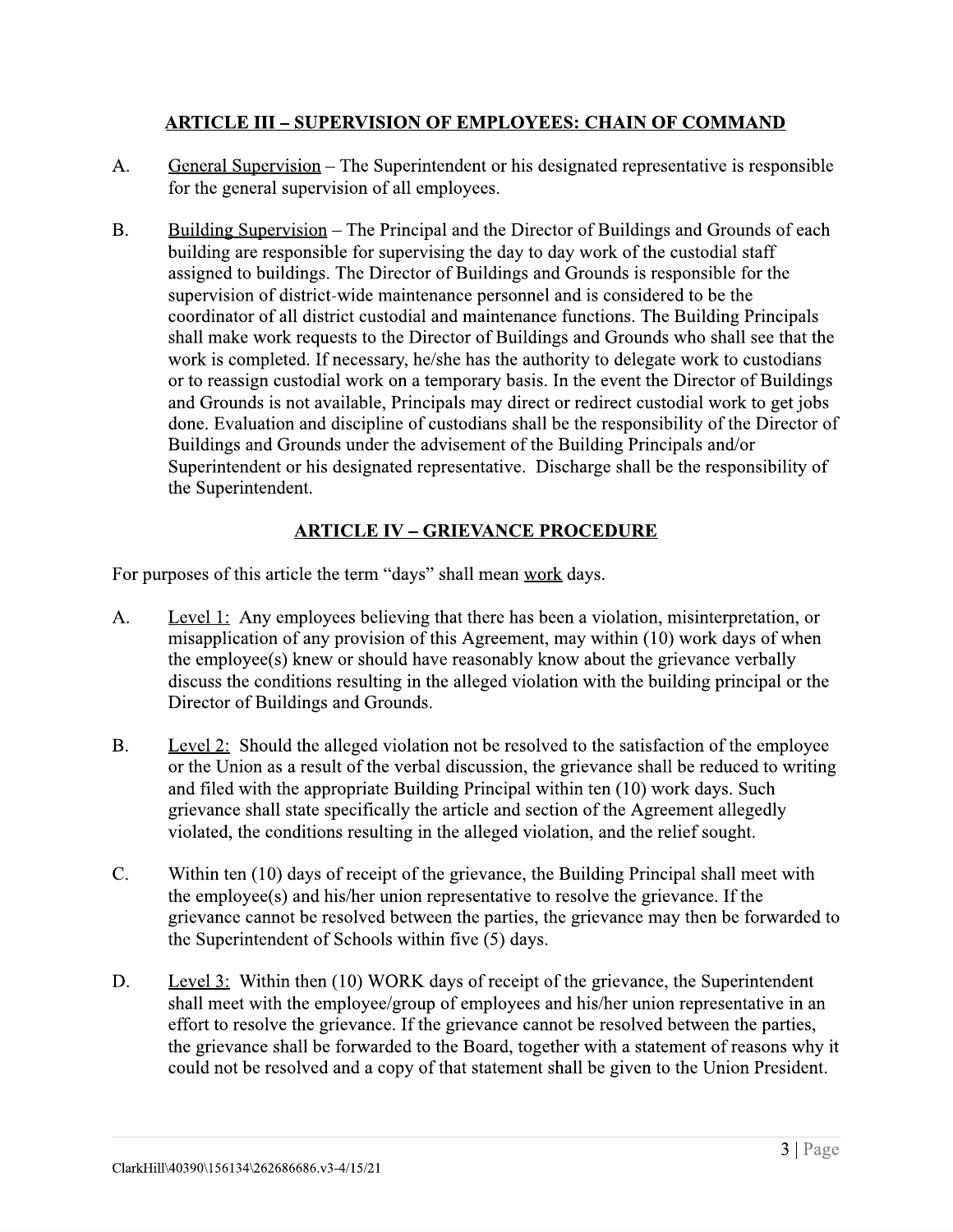## ARTICLE III – SUPERVISION OF EMPLOYEES: CHAIN OF COMMAND

A. General Supervision – The Superintendent or his designated representative is responsible for the general supervision of all employees.

B. Building Supervision – The Principal and the Director of Buildings and Grounds of each building are responsible for supervising the day to day work of the custodial staff assigned to buildings. The Director of Buildings and Grounds is responsible for the supervision of district-wide maintenance personnel and is considered to be the coordinator of all district custodial and maintenance functions. The Building Principals shall make work requests to the Director of Buildings and Grounds who shall see that the work is completed. If necessary, he/she has the authority to delegate work to custodians or to reassign custodial work on a temporary basis. In the event the Director of Buildings and Grounds is not available, Principals may direct or redirect custodial work to get jobs done. Evaluation and discipline of custodians shall be the responsibility of the Director of Buildings and Grounds under the advisement of the Building Principals and/or Superintendent or his designated representative. Discharge shall be the responsibility of the Superintendent.

## ARTICLE IV – GRIEVANCE PROCEDURE

For purposes of this article the term "days" shall mean work days.

A. Level 1: Any employees believing that there has been a violation, misinterpretation, or misapplication of any provision of this Agreement, may within (10) work days of when the employee(s) knew or should have reasonably know about the grievance verbally discuss the conditions resulting in the alleged violation with the building principal or the Director of Buildings and Grounds.

B. Level 2: Should the alleged violation not be resolved to the satisfaction of the employee or the Union as a result of the verbal discussion, the grievance shall be reduced to writing and filed with the appropriate Building Principal within ten (10) work days. Such grievance shall state specifically the article and section of the Agreement allegedly violated, the conditions resulting in the alleged violation, and the relief sought.

C. Within ten (10) days of receipt of the grievance, the Building Principal shall meet with the employee(s) and his/her union representative to resolve the grievance. If the grievance cannot be resolved between the parties, the grievance may then be forwarded to the Superintendent of Schools within five (5) days.

D. Level 3: Within then (10) WORK days of receipt of the grievance, the Superintendent shall meet with the employee/group of employees and his/her union representative in an effort to resolve the grievance. If the grievance cannot be resolved between the parties, the grievance shall be forwarded to the Board, together with a statement of reasons why it could not be resolved and a copy of that statement shall be given to the Union President.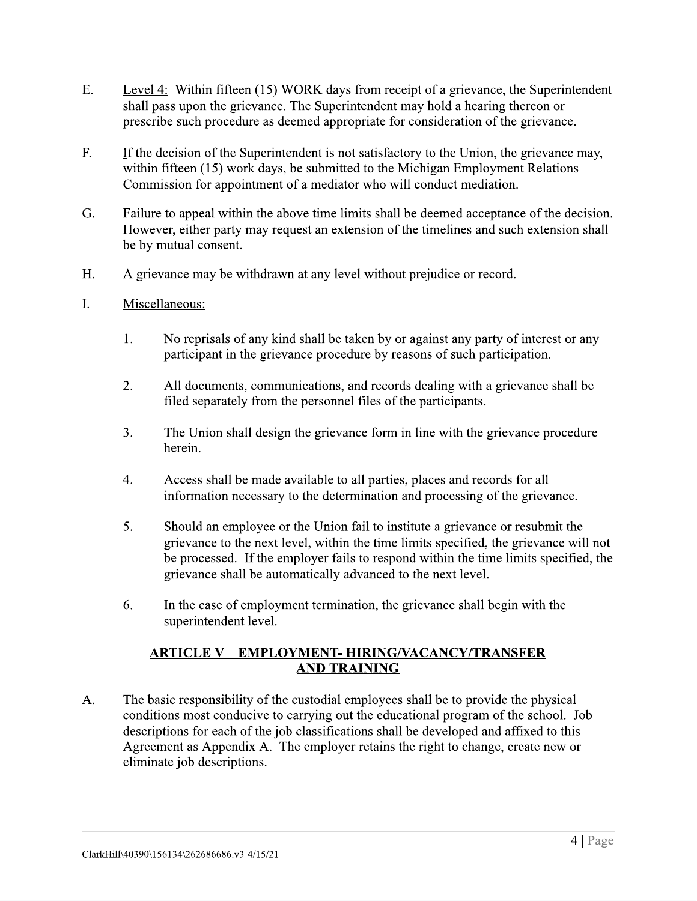E. <u>Level 4:</u> Within fifteen (15) WORK days from receipt of a grievance, the Superintendent shall pass upon the grievance. The Superintendent may hold a hearing thereon or prescribe such procedure as deemed appropriate for consideration of the grievance.

F. If the decision of the Superintendent is not satisfactory to the Union, the grievance may, within fifteen (15) work days, be submitted to the Michigan Employment Relations Commission for appointment of a mediator who will conduct mediation.

G. Failure to appeal within the above time limits shall be deemed acceptance of the decision. However, either party may request an extension of the timelines and such extension shall be by mutual consent.

H. A grievance may be withdrawn at any level without prejudice or record.

I. <u>Miscellaneous:</u>

1. No reprisals of any kind shall be taken by or against any party of interest or any participant in the grievance procedure by reasons of such participation.

2. All documents, communications, and records dealing with a grievance shall be filed separately from the personnel files of the participants.

3. The Union shall design the grievance form in line with the grievance procedure herein.

4. Access shall be made available to all parties, places and records for all information necessary to the determination and processing of the grievance.

5. Should an employee or the Union fail to institute a grievance or resubmit the grievance to the next level, within the time limits specified, the grievance will not be processed. If the employer fails to respond within the time limits specified, the grievance shall be automatically advanced to the next level.

6. In the case of employment termination, the grievance shall begin with the superintendent level.

## ARTICLE V – EMPLOYMENT- HIRING/VACANCY/TRANSFER AND TRAINING

A. The basic responsibility of the custodial employees shall be to provide the physical conditions most conducive to carrying out the educational program of the school. Job descriptions for each of the job classifications shall be developed and affixed to this Agreement as Appendix A. The employer retains the right to change, create new or eliminate job descriptions.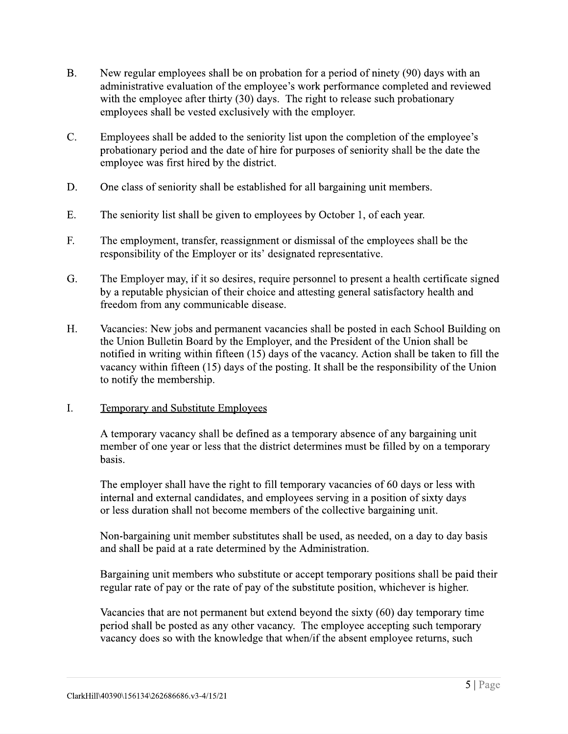B. New regular employees shall be on probation for a period of ninety (90) days with an administrative evaluation of the employee's work performance completed and reviewed with the employee after thirty (30) days. The right to release such probationary employees shall be vested exclusively with the employer.

C. Employees shall be added to the seniority list upon the completion of the employee's probationary period and the date of hire for purposes of seniority shall be the date the employee was first hired by the district.

D. One class of seniority shall be established for all bargaining unit members.

E. The seniority list shall be given to employees by October 1, of each year.

F. The employment, transfer, reassignment or dismissal of the employees shall be the responsibility of the Employer or its' designated representative.

G. The Employer may, if it so desires, require personnel to present a health certificate signed by a reputable physician of their choice and attesting general satisfactory health and freedom from any communicable disease.

H. Vacancies: New jobs and permanent vacancies shall be posted in each School Building on the Union Bulletin Board by the Employer, and the President of the Union shall be notified in writing within fifteen (15) days of the vacancy. Action shall be taken to fill the vacancy within fifteen (15) days of the posting. It shall be the responsibility of the Union to notify the membership.

I. <u>Temporary and Substitute Employees</u>

A temporary vacancy shall be defined as a temporary absence of any bargaining unit member of one year or less that the district determines must be filled by on a temporary basis.

The employer shall have the right to fill temporary vacancies of 60 days or less with internal and external candidates, and employees serving in a position of sixty days or less duration shall not become members of the collective bargaining unit.

Non-bargaining unit member substitutes shall be used, as needed, on a day to day basis and shall be paid at a rate determined by the Administration.

Bargaining unit members who substitute or accept temporary positions shall be paid their regular rate of pay or the rate of pay of the substitute position, whichever is higher.

Vacancies that are not permanent but extend beyond the sixty (60) day temporary time period shall be posted as any other vacancy. The employee accepting such temporary vacancy does so with the knowledge that when/if the absent employee returns, such

ClarkHill\40390\156134\262686686.v3-4/15/21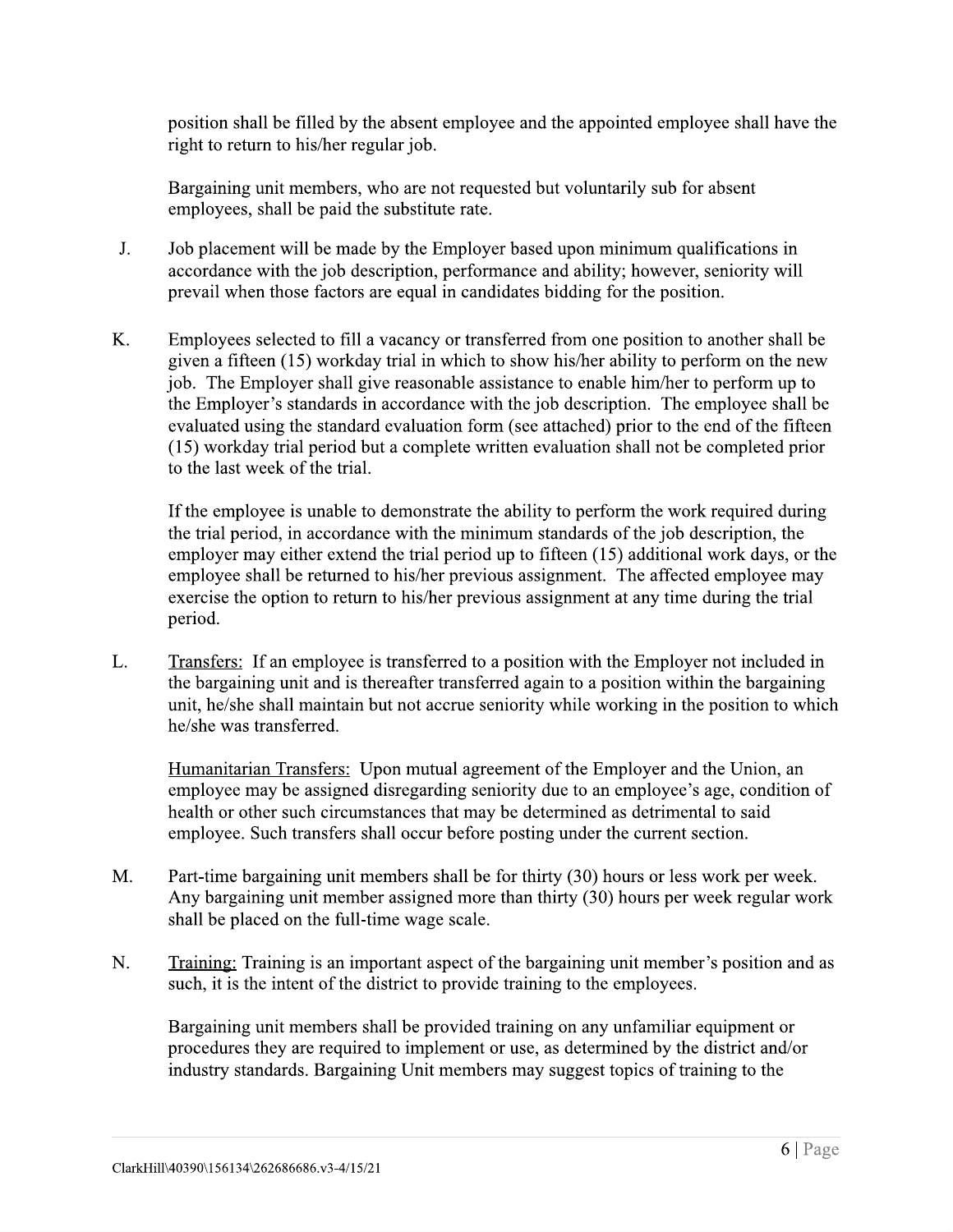position shall be filled by the absent employee and the appointed employee shall have the right to return to his/her regular job.

Bargaining unit members, who are not requested but voluntarily sub for absent employees, shall be paid the substitute rate.

J. Job placement will be made by the Employer based upon minimum qualifications in accordance with the job description, performance and ability; however, seniority will prevail when those factors are equal in candidates bidding for the position.

K. Employees selected to fill a vacancy or transferred from one position to another shall be given a fifteen (15) workday trial in which to show his/her ability to perform on the new job. The Employer shall give reasonable assistance to enable him/her to perform up to the Employer's standards in accordance with the job description. The employee shall be evaluated using the standard evaluation form (see attached) prior to the end of the fifteen (15) workday trial period but a complete written evaluation shall not be completed prior to the last week of the trial.

If the employee is unable to demonstrate the ability to perform the work required during the trial period, in accordance with the minimum standards of the job description, the employer may either extend the trial period up to fifteen (15) additional work days, or the employee shall be returned to his/her previous assignment. The affected employee may exercise the option to return to his/her previous assignment at any time during the trial period.

L. Transfers: If an employee is transferred to a position with the Employer not included in the bargaining unit and is thereafter transferred again to a position within the bargaining unit, he/she shall maintain but not accrue seniority while working in the position to which he/she was transferred.

Humanitarian Transfers: Upon mutual agreement of the Employer and the Union, an employee may be assigned disregarding seniority due to an employee's age, condition of health or other such circumstances that may be determined as detrimental to said employee. Such transfers shall occur before posting under the current section.

M. Part-time bargaining unit members shall be for thirty (30) hours or less work per week. Any bargaining unit member assigned more than thirty (30) hours per week regular work shall be placed on the full-time wage scale.

N. Training: Training is an important aspect of the bargaining unit member's position and as such, it is the intent of the district to provide training to the employees.

Bargaining unit members shall be provided training on any unfamiliar equipment or procedures they are required to implement or use, as determined by the district and/or industry standards. Bargaining Unit members may suggest topics of training to the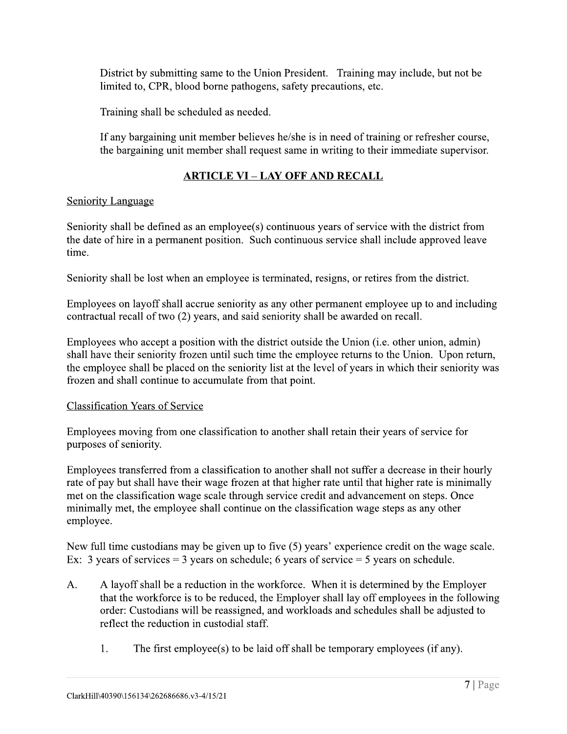District by submitting same to the Union President. Training may include, but not be limited to, CPR, blood borne pathogens, safety precautions, etc.

Training shall be scheduled as needed.

If any bargaining unit member believes he/she is in need of training or refresher course, the bargaining unit member shall request same in writing to their immediate supervisor.

## ARTICLE VI – LAY OFF AND RECALL

Seniority Language

Seniority shall be defined as an employee(s) continuous years of service with the district from the date of hire in a permanent position. Such continuous service shall include approved leave time.

Seniority shall be lost when an employee is terminated, resigns, or retires from the district.

Employees on layoff shall accrue seniority as any other permanent employee up to and including contractual recall of two (2) years, and said seniority shall be awarded on recall.

Employees who accept a position with the district outside the Union (i.e. other union, admin) shall have their seniority frozen until such time the employee returns to the Union. Upon return, the employee shall be placed on the seniority list at the level of years in which their seniority was frozen and shall continue to accumulate from that point.

Classification Years of Service

Employees moving from one classification to another shall retain their years of service for purposes of seniority.

Employees transferred from a classification to another shall not suffer a decrease in their hourly rate of pay but shall have their wage frozen at that higher rate until that higher rate is minimally met on the classification wage scale through service credit and advancement on steps. Once minimally met, the employee shall continue on the classification wage steps as any other employee.

New full time custodians may be given up to five (5) years' experience credit on the wage scale. Ex: 3 years of services = 3 years on schedule; 6 years of service = 5 years on schedule.

A. A layoff shall be a reduction in the workforce. When it is determined by the Employer that the workforce is to be reduced, the Employer shall lay off employees in the following order: Custodians will be reassigned, and workloads and schedules shall be adjusted to reflect the reduction in custodial staff.

   1. The first employee(s) to be laid off shall be temporary employees (if any).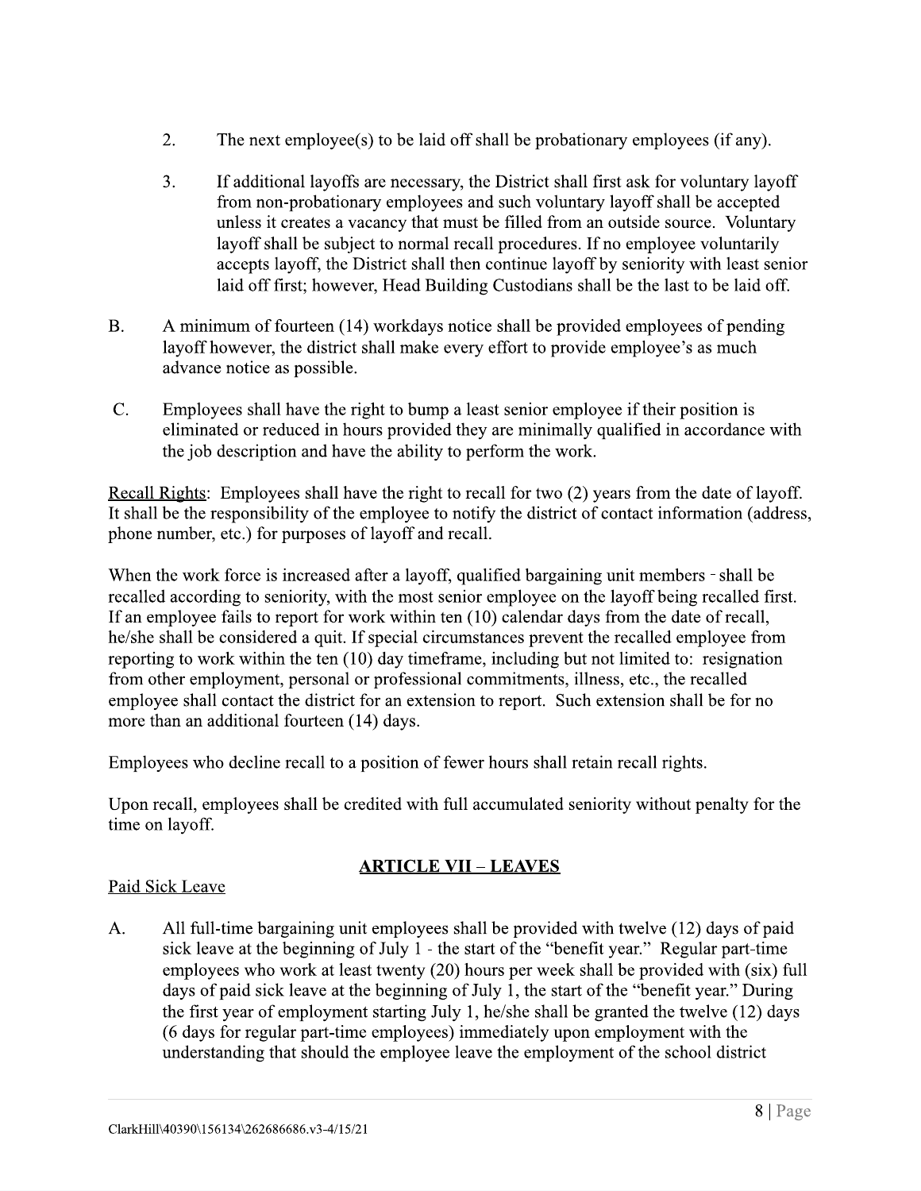2. The next employee(s) to be laid off shall be probationary employees (if any).

3. If additional layoffs are necessary, the District shall first ask for voluntary layoff from non-probationary employees and such voluntary layoff shall be accepted unless it creates a vacancy that must be filled from an outside source. Voluntary layoff shall be subject to normal recall procedures. If no employee voluntarily accepts layoff, the District shall then continue layoff by seniority with least senior laid off first; however, Head Building Custodians shall be the last to be laid off.

B. A minimum of fourteen (14) workdays notice shall be provided employees of pending layoff however, the district shall make every effort to provide employee's as much advance notice as possible.

C. Employees shall have the right to bump a least senior employee if their position is eliminated or reduced in hours provided they are minimally qualified in accordance with the job description and have the ability to perform the work.

<u>Recall Rights</u>: Employees shall have the right to recall for two (2) years from the date of layoff. It shall be the responsibility of the employee to notify the district of contact information (address, phone number, etc.) for purposes of layoff and recall.

When the work force is increased after a layoff, qualified bargaining unit members - shall be recalled according to seniority, with the most senior employee on the layoff being recalled first. If an employee fails to report for work within ten (10) calendar days from the date of recall, he/she shall be considered a quit. If special circumstances prevent the recalled employee from reporting to work within the ten (10) day timeframe, including but not limited to: resignation from other employment, personal or professional commitments, illness, etc., the recalled employee shall contact the district for an extension to report. Such extension shall be for no more than an additional fourteen (14) days.

Employees who decline recall to a position of fewer hours shall retain recall rights.

Upon recall, employees shall be credited with full accumulated seniority without penalty for the time on layoff.

## ARTICLE VII – LEAVES

<u>Paid Sick Leave</u>

A. All full-time bargaining unit employees shall be provided with twelve (12) days of paid sick leave at the beginning of July 1 - the start of the "benefit year." Regular part-time employees who work at least twenty (20) hours per week shall be provided with (six) full days of paid sick leave at the beginning of July 1, the start of the "benefit year." During the first year of employment starting July 1, he/she shall be granted the twelve (12) days (6 days for regular part-time employees) immediately upon employment with the understanding that should the employee leave the employment of the school district

ClarkHill\40390\156134\262686686.v3-4/15/21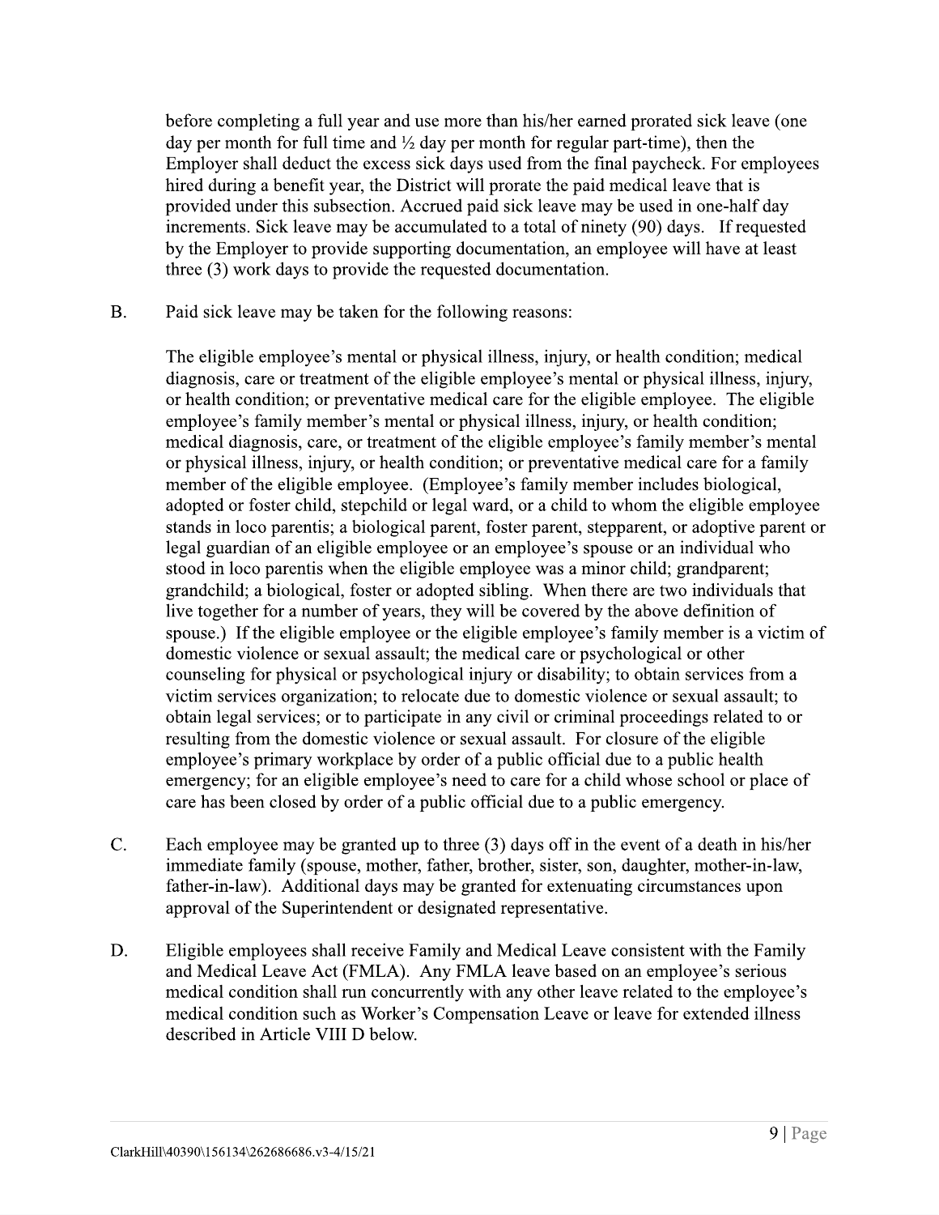before completing a full year and use more than his/her earned prorated sick leave (one day per month for full time and ½ day per month for regular part-time), then the Employer shall deduct the excess sick days used from the final paycheck. For employees hired during a benefit year, the District will prorate the paid medical leave that is provided under this subsection. Accrued paid sick leave may be used in one-half day increments. Sick leave may be accumulated to a total of ninety (90) days. If requested by the Employer to provide supporting documentation, an employee will have at least three (3) work days to provide the requested documentation.

B. Paid sick leave may be taken for the following reasons:

The eligible employee's mental or physical illness, injury, or health condition; medical diagnosis, care or treatment of the eligible employee's mental or physical illness, injury, or health condition; or preventative medical care for the eligible employee. The eligible employee's family member's mental or physical illness, injury, or health condition; medical diagnosis, care, or treatment of the eligible employee's family member's mental or physical illness, injury, or health condition; or preventative medical care for a family member of the eligible employee. (Employee's family member includes biological, adopted or foster child, stepchild or legal ward, or a child to whom the eligible employee stands in loco parentis; a biological parent, foster parent, stepparent, or adoptive parent or legal guardian of an eligible employee or an employee's spouse or an individual who stood in loco parentis when the eligible employee was a minor child; grandparent; grandchild; a biological, foster or adopted sibling. When there are two individuals that live together for a number of years, they will be covered by the above definition of spouse.) If the eligible employee or the eligible employee's family member is a victim of domestic violence or sexual assault; the medical care or psychological or other counseling for physical or psychological injury or disability; to obtain services from a victim services organization; to relocate due to domestic violence or sexual assault; to obtain legal services; or to participate in any civil or criminal proceedings related to or resulting from the domestic violence or sexual assault. For closure of the eligible employee's primary workplace by order of a public official due to a public health emergency; for an eligible employee's need to care for a child whose school or place of care has been closed by order of a public official due to a public emergency.

C. Each employee may be granted up to three (3) days off in the event of a death in his/her immediate family (spouse, mother, father, brother, sister, son, daughter, mother-in-law, father-in-law). Additional days may be granted for extenuating circumstances upon approval of the Superintendent or designated representative.

D. Eligible employees shall receive Family and Medical Leave consistent with the Family and Medical Leave Act (FMLA). Any FMLA leave based on an employee's serious medical condition shall run concurrently with any other leave related to the employee's medical condition such as Worker's Compensation Leave or leave for extended illness described in Article VIII D below.

ClarkHill\40390\156134\262686686.v3-4/15/21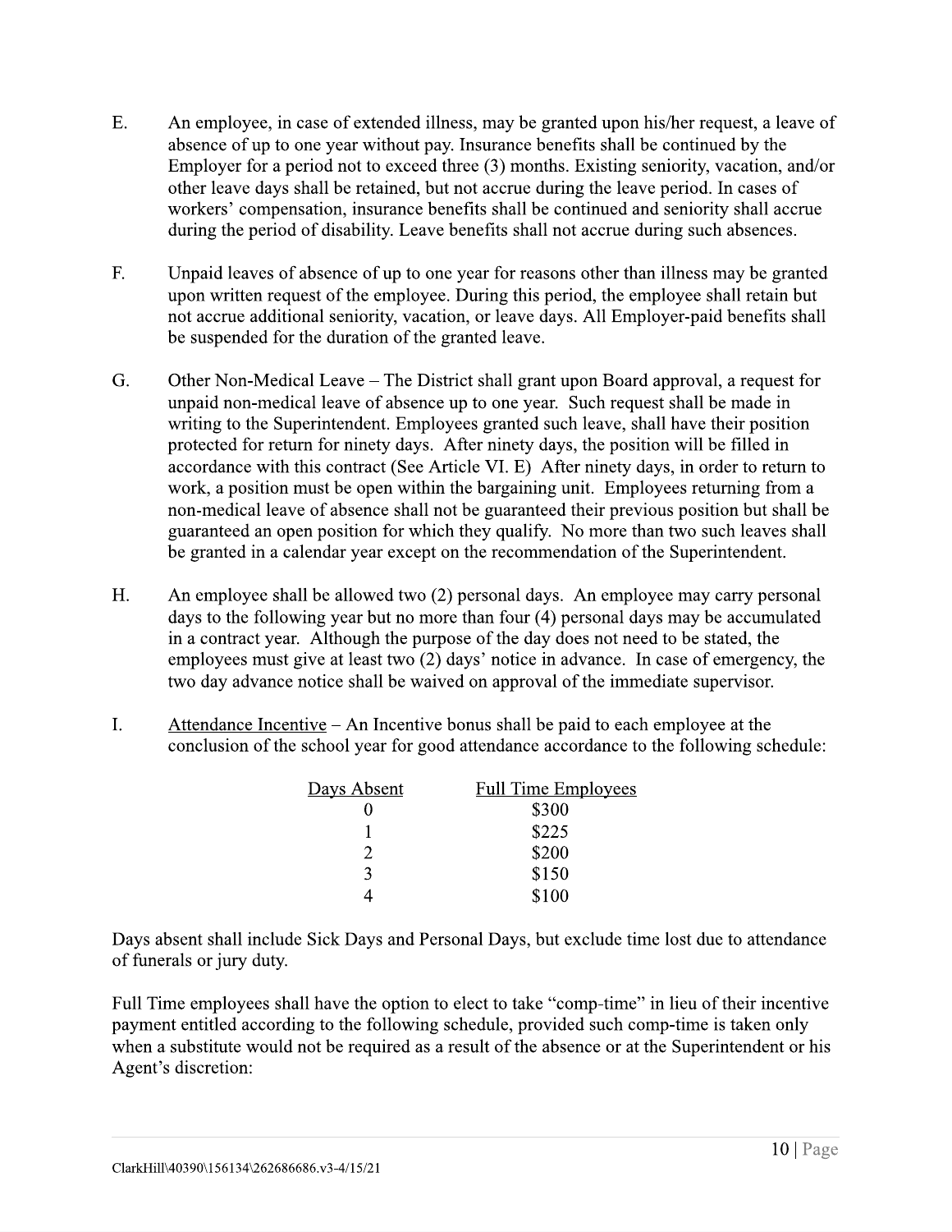E. An employee, in case of extended illness, may be granted upon his/her request, a leave of absence of up to one year without pay. Insurance benefits shall be continued by the Employer for a period not to exceed three (3) months. Existing seniority, vacation, and/or other leave days shall be retained, but not accrue during the leave period. In cases of workers' compensation, insurance benefits shall be continued and seniority shall accrue during the period of disability. Leave benefits shall not accrue during such absences.

F. Unpaid leaves of absence of up to one year for reasons other than illness may be granted upon written request of the employee. During this period, the employee shall retain but not accrue additional seniority, vacation, or leave days. All Employer-paid benefits shall be suspended for the duration of the granted leave.

G. Other Non-Medical Leave – The District shall grant upon Board approval, a request for unpaid non-medical leave of absence up to one year. Such request shall be made in writing to the Superintendent. Employees granted such leave, shall have their position protected for return for ninety days. After ninety days, the position will be filled in accordance with this contract (See Article VI. E) After ninety days, in order to return to work, a position must be open within the bargaining unit. Employees returning from a non-medical leave of absence shall not be guaranteed their previous position but shall be guaranteed an open position for which they qualify. No more than two such leaves shall be granted in a calendar year except on the recommendation of the Superintendent.

H. An employee shall be allowed two (2) personal days. An employee may carry personal days to the following year but no more than four (4) personal days may be accumulated in a contract year. Although the purpose of the day does not need to be stated, the employees must give at least two (2) days' notice in advance. In case of emergency, the two day advance notice shall be waived on approval of the immediate supervisor.

I. <u>Attendance Incentive</u> – An Incentive bonus shall be paid to each employee at the conclusion of the school year for good attendance accordance to the following schedule:

| Days Absent | Full Time Employees |
|---|---|
| 0 | $300 |
| 1 | $225 |
| 2 | $200 |
| 3 | $150 |
| 4 | $100 |

Days absent shall include Sick Days and Personal Days, but exclude time lost due to attendance of funerals or jury duty.

Full Time employees shall have the option to elect to take "comp-time" in lieu of their incentive payment entitled according to the following schedule, provided such comp-time is taken only when a substitute would not be required as a result of the absence or at the Superintendent or his Agent's discretion: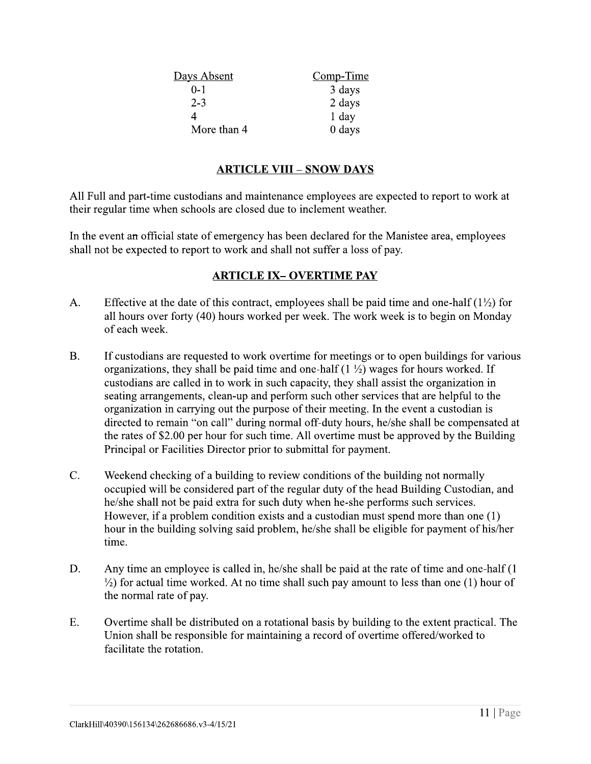| Days Absent | Comp-Time |
| --- | --- |
| 0-1 | 3 days |
| 2-3 | 2 days |
| 4 | 1 day |
| More than 4 | 0 days |

## ARTICLE VIII – SNOW DAYS

All Full and part-time custodians and maintenance employees are expected to report to work at their regular time when schools are closed due to inclement weather.

In the event an official state of emergency has been declared for the Manistee area, employees shall not be expected to report to work and shall not suffer a loss of pay.

## ARTICLE IX– OVERTIME PAY

A. Effective at the date of this contract, employees shall be paid time and one-half (1½) for all hours over forty (40) hours worked per week. The work week is to begin on Monday of each week.

B. If custodians are requested to work overtime for meetings or to open buildings for various organizations, they shall be paid time and one-half (1 ½) wages for hours worked. If custodians are called in to work in such capacity, they shall assist the organization in seating arrangements, clean-up and perform such other services that are helpful to the organization in carrying out the purpose of their meeting. In the event a custodian is directed to remain "on call" during normal off-duty hours, he/she shall be compensated at the rates of $2.00 per hour for such time. All overtime must be approved by the Building Principal or Facilities Director prior to submittal for payment.

C. Weekend checking of a building to review conditions of the building not normally occupied will be considered part of the regular duty of the head Building Custodian, and he/she shall not be paid extra for such duty when he-she performs such services. However, if a problem condition exists and a custodian must spend more than one (1) hour in the building solving said problem, he/she shall be eligible for payment of his/her time.

D. Any time an employee is called in, he/she shall be paid at the rate of time and one-half (1 ½) for actual time worked. At no time shall such pay amount to less than one (1) hour of the normal rate of pay.

E. Overtime shall be distributed on a rotational basis by building to the extent practical. The Union shall be responsible for maintaining a record of overtime offered/worked to facilitate the rotation.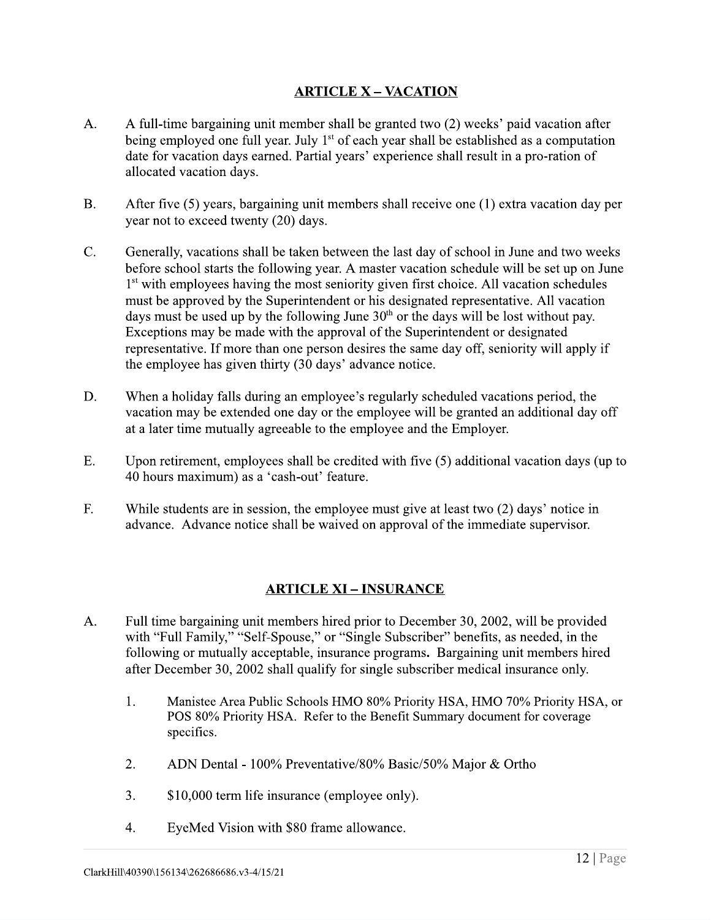## ARTICLE X – VACATION

A. A full-time bargaining unit member shall be granted two (2) weeks' paid vacation after being employed one full year. July 1st of each year shall be established as a computation date for vacation days earned. Partial years' experience shall result in a pro-ration of allocated vacation days.

B. After five (5) years, bargaining unit members shall receive one (1) extra vacation day per year not to exceed twenty (20) days.

C. Generally, vacations shall be taken between the last day of school in June and two weeks before school starts the following year. A master vacation schedule will be set up on June 1st with employees having the most seniority given first choice. All vacation schedules must be approved by the Superintendent or his designated representative. All vacation days must be used up by the following June 30th or the days will be lost without pay. Exceptions may be made with the approval of the Superintendent or designated representative. If more than one person desires the same day off, seniority will apply if the employee has given thirty (30 days' advance notice.

D. When a holiday falls during an employee's regularly scheduled vacations period, the vacation may be extended one day or the employee will be granted an additional day off at a later time mutually agreeable to the employee and the Employer.

E. Upon retirement, employees shall be credited with five (5) additional vacation days (up to 40 hours maximum) as a 'cash-out' feature.

F. While students are in session, the employee must give at least two (2) days' notice in advance. Advance notice shall be waived on approval of the immediate supervisor.

## ARTICLE XI – INSURANCE

A. Full time bargaining unit members hired prior to December 30, 2002, will be provided with "Full Family," "Self-Spouse," or "Single Subscriber" benefits, as needed, in the following or mutually acceptable, insurance programs. Bargaining unit members hired after December 30, 2002 shall qualify for single subscriber medical insurance only.

   1. Manistee Area Public Schools HMO 80% Priority HSA, HMO 70% Priority HSA, or POS 80% Priority HSA. Refer to the Benefit Summary document for coverage specifics.

   2. ADN Dental - 100% Preventative/80% Basic/50% Major & Ortho

   3. $10,000 term life insurance (employee only).

   4. EyeMed Vision with $80 frame allowance.

ClarkHill\40390\156134\262686686.v3-4/15/21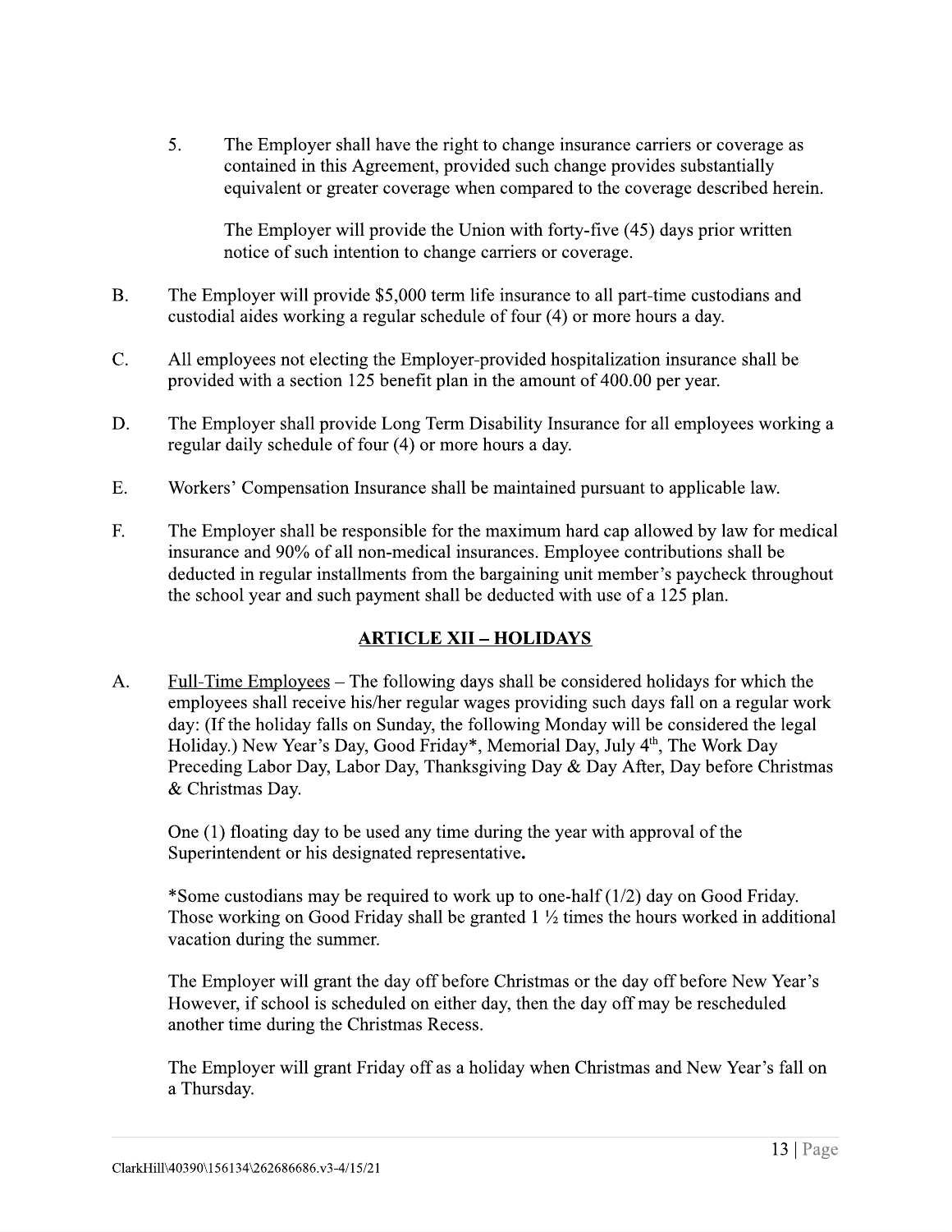5. The Employer shall have the right to change insurance carriers or coverage as contained in this Agreement, provided such change provides substantially equivalent or greater coverage when compared to the coverage described herein.

   The Employer will provide the Union with forty-five (45) days prior written notice of such intention to change carriers or coverage.

B. The Employer will provide $5,000 term life insurance to all part-time custodians and custodial aides working a regular schedule of four (4) or more hours a day.

C. All employees not electing the Employer-provided hospitalization insurance shall be provided with a section 125 benefit plan in the amount of 400.00 per year.

D. The Employer shall provide Long Term Disability Insurance for all employees working a regular daily schedule of four (4) or more hours a day.

E. Workers' Compensation Insurance shall be maintained pursuant to applicable law.

F. The Employer shall be responsible for the maximum hard cap allowed by law for medical insurance and 90% of all non-medical insurances. Employee contributions shall be deducted in regular installments from the bargaining unit member's paycheck throughout the school year and such payment shall be deducted with use of a 125 plan.

## ARTICLE XII – HOLIDAYS

A. Full-Time Employees – The following days shall be considered holidays for which the employees shall receive his/her regular wages providing such days fall on a regular work day: (If the holiday falls on Sunday, the following Monday will be considered the legal Holiday.) New Year's Day, Good Friday*, Memorial Day, July 4th, The Work Day Preceding Labor Day, Labor Day, Thanksgiving Day & Day After, Day before Christmas & Christmas Day.

   One (1) floating day to be used any time during the year with approval of the Superintendent or his designated representative.

   *Some custodians may be required to work up to one-half (1/2) day on Good Friday. Those working on Good Friday shall be granted 1 ½ times the hours worked in additional vacation during the summer.

   The Employer will grant the day off before Christmas or the day off before New Year's However, if school is scheduled on either day, then the day off may be rescheduled another time during the Christmas Recess.

   The Employer will grant Friday off as a holiday when Christmas and New Year's fall on a Thursday.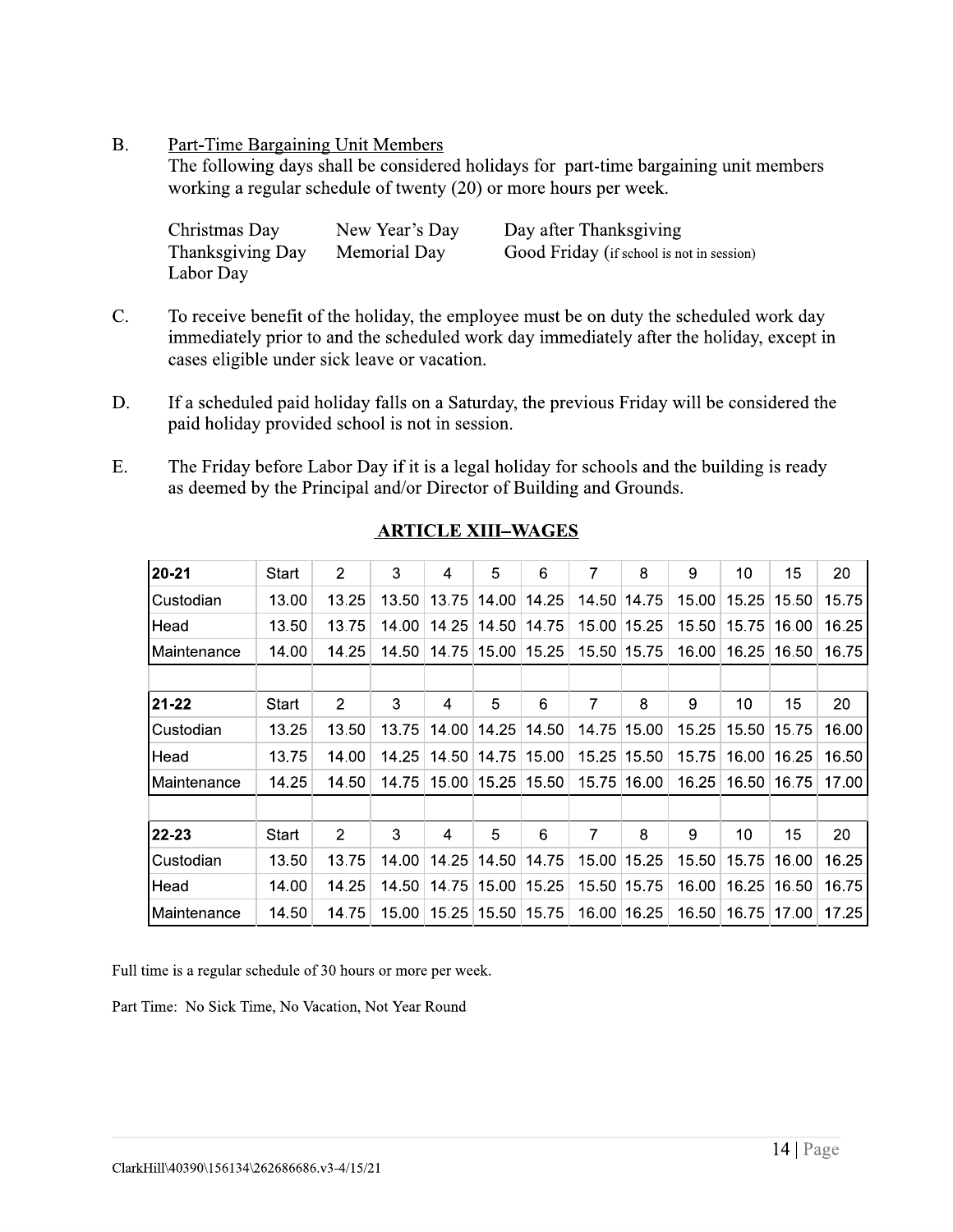B. Part-Time Bargaining Unit Members

The following days shall be considered holidays for part-time bargaining unit members working a regular schedule of twenty (20) or more hours per week.

| | | |
|---|---|---|
| Christmas Day | New Year's Day | Day after Thanksgiving |
| Thanksgiving Day | Memorial Day | Good Friday (if school is not in session) |
| Labor Day | | |

C. To receive benefit of the holiday, the employee must be on duty the scheduled work day immediately prior to and the scheduled work day immediately after the holiday, except in cases eligible under sick leave or vacation.

D. If a scheduled paid holiday falls on a Saturday, the previous Friday will be considered the paid holiday provided school is not in session.

E. The Friday before Labor Day if it is a legal holiday for schools and the building is ready as deemed by the Principal and/or Director of Building and Grounds.

## ARTICLE XIII–WAGES

| 20-21 | Start | 2 | 3 | 4 | 5 | 6 | 7 | 8 | 9 | 10 | 15 | 20 |
|---|---|---|---|---|---|---|---|---|---|---|---|---|
| Custodian | 13.00 | 13.25 | 13.50 | 13.75 | 14.00 | 14.25 | 14.50 | 14.75 | 15.00 | 15.25 | 15.50 | 15.75 |
| Head | 13.50 | 13.75 | 14.00 | 14.25 | 14.50 | 14.75 | 15.00 | 15.25 | 15.50 | 15.75 | 16.00 | 16.25 |
| Maintenance | 14.00 | 14.25 | 14.50 | 14.75 | 15.00 | 15.25 | 15.50 | 15.75 | 16.00 | 16.25 | 16.50 | 16.75 |
| | | | | | | | | | | | | |
| **21-22** | Start | 2 | 3 | 4 | 5 | 6 | 7 | 8 | 9 | 10 | 15 | 20 |
| Custodian | 13.25 | 13.50 | 13.75 | 14.00 | 14.25 | 14.50 | 14.75 | 15.00 | 15.25 | 15.50 | 15.75 | 16.00 |
| Head | 13.75 | 14.00 | 14.25 | 14.50 | 14.75 | 15.00 | 15.25 | 15.50 | 15.75 | 16.00 | 16.25 | 16.50 |
| Maintenance | 14.25 | 14.50 | 14.75 | 15.00 | 15.25 | 15.50 | 15.75 | 16.00 | 16.25 | 16.50 | 16.75 | 17.00 |
| | | | | | | | | | | | | |
| **22-23** | Start | 2 | 3 | 4 | 5 | 6 | 7 | 8 | 9 | 10 | 15 | 20 |
| Custodian | 13.50 | 13.75 | 14.00 | 14.25 | 14.50 | 14.75 | 15.00 | 15.25 | 15.50 | 15.75 | 16.00 | 16.25 |
| Head | 14.00 | 14.25 | 14.50 | 14.75 | 15.00 | 15.25 | 15.50 | 15.75 | 16.00 | 16.25 | 16.50 | 16.75 |
| Maintenance | 14.50 | 14.75 | 15.00 | 15.25 | 15.50 | 15.75 | 16.00 | 16.25 | 16.50 | 16.75 | 17.00 | 17.25 |

Full time is a regular schedule of 30 hours or more per week.

Part Time: No Sick Time, No Vacation, Not Year Round

ClarkHill\40390\156134\262686686.v3-4/15/21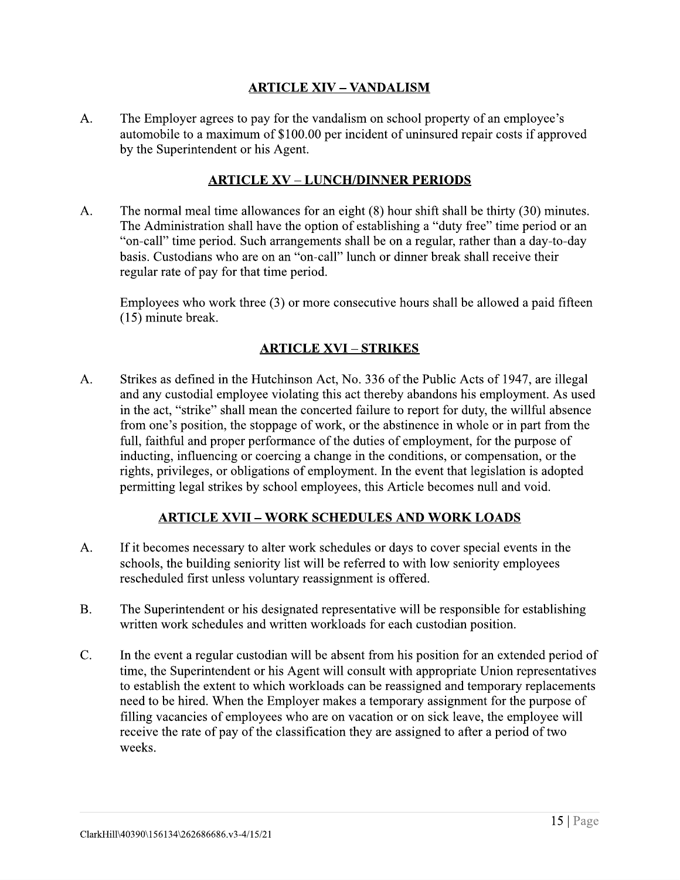## ARTICLE XIV – VANDALISM

A. The Employer agrees to pay for the vandalism on school property of an employee's automobile to a maximum of $100.00 per incident of uninsured repair costs if approved by the Superintendent or his Agent.

## ARTICLE XV – LUNCH/DINNER PERIODS

A. The normal meal time allowances for an eight (8) hour shift shall be thirty (30) minutes. The Administration shall have the option of establishing a "duty free" time period or an "on-call" time period. Such arrangements shall be on a regular, rather than a day-to-day basis. Custodians who are on an "on-call" lunch or dinner break shall receive their regular rate of pay for that time period.

Employees who work three (3) or more consecutive hours shall be allowed a paid fifteen (15) minute break.

## ARTICLE XVI – STRIKES

A. Strikes as defined in the Hutchinson Act, No. 336 of the Public Acts of 1947, are illegal and any custodial employee violating this act thereby abandons his employment. As used in the act, "strike" shall mean the concerted failure to report for duty, the willful absence from one's position, the stoppage of work, or the abstinence in whole or in part from the full, faithful and proper performance of the duties of employment, for the purpose of inducting, influencing or coercing a change in the conditions, or compensation, or the rights, privileges, or obligations of employment. In the event that legislation is adopted permitting legal strikes by school employees, this Article becomes null and void.

## ARTICLE XVII – WORK SCHEDULES AND WORK LOADS

A. If it becomes necessary to alter work schedules or days to cover special events in the schools, the building seniority list will be referred to with low seniority employees rescheduled first unless voluntary reassignment is offered.

B. The Superintendent or his designated representative will be responsible for establishing written work schedules and written workloads for each custodian position.

C. In the event a regular custodian will be absent from his position for an extended period of time, the Superintendent or his Agent will consult with appropriate Union representatives to establish the extent to which workloads can be reassigned and temporary replacements need to be hired. When the Employer makes a temporary assignment for the purpose of filling vacancies of employees who are on vacation or on sick leave, the employee will receive the rate of pay of the classification they are assigned to after a period of two weeks.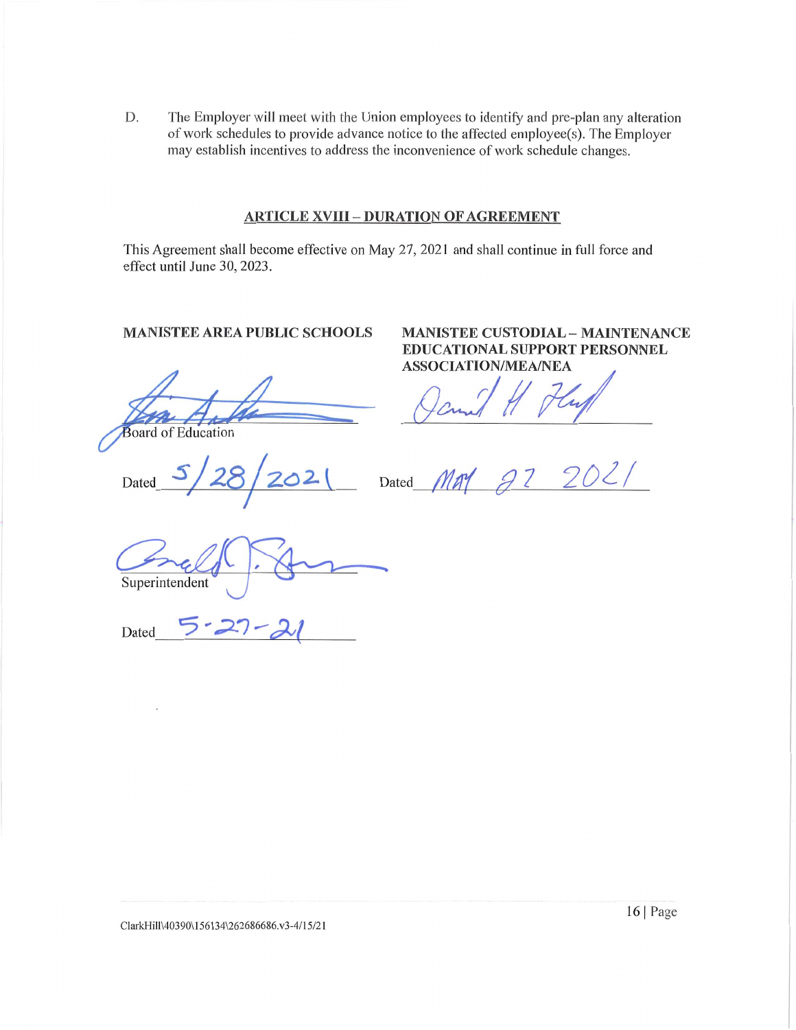D. The Employer will meet with the Union employees to identify and pre-plan any alteration of work schedules to provide advance notice to the affected employee(s). The Employer may establish incentives to address the inconvenience of work schedule changes.

## ARTICLE XVIII – DURATION OF AGREEMENT

This Agreement shall become effective on May 27, 2021 and shall continue in full force and effect until June 30, 2023.

**MANISTEE AREA PUBLIC SCHOOLS**

Board of Education

Dated 5/28/2021

Superintendent

Dated 5-27-21

**MANISTEE CUSTODIAL – MAINTENANCE EDUCATIONAL SUPPORT PERSONNEL ASSOCIATION/MEA/NEA**

Dated May 27 2021

ClarkHill\40390\156134\262686686.v3-4/15/21